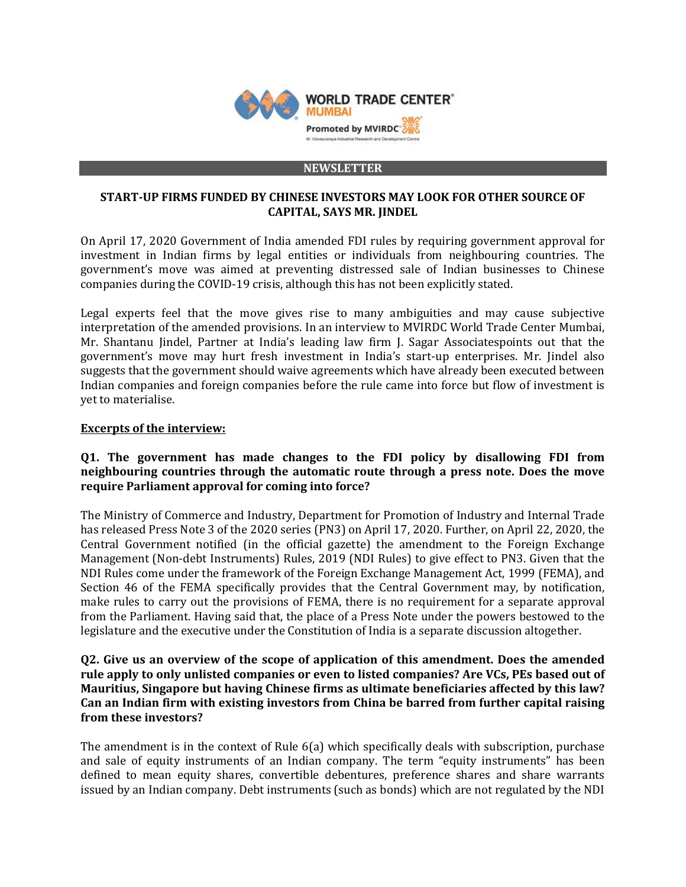## NEWSLETTER

### START-UP FIRMS FUNDED BY CHINESE INVESTORS MAY LOOK FOR OTHER SOURCE OF CAPITAL, SAYS MR. JINDEL

On April 17, 2020 Government of India amended FDI rules by requiring government approval for investment in Indian firms by legal entities or individuals from neighbouring countries. The government's move was aimed at preventing distressed sale of Indian businesses to Chinese companies during the COVID-19 crisis, although this has not been explicitly stated.

Legal experts feel that the move gives rise to many ambiguities and may cause subjective interpretation of the amended provisions. In an interview to MVIRDC World Trade Center Mumbai, Mr. Shantanu Jindel, Partner at India's leading law firm J. Sagar Associatespoints out that the government's move may hurt fresh investment in India's start-up enterprises. Mr. Jindel also suggests that the government should waive agreements which have already been executed between Indian companies and foreign companies before the rule came into force but flow of investment is yet to materialise.

**Excerpts of the interview:**

**Q1. The government has made changes to the FDI policy by disallowing FDI from neighbouring countries through the automatic route through a press note. Does the move require Parliament approval for coming into force?**

The Ministry of Commerce and Industry, Department for Promotion of Industry and Internal Trade has released Press Note 3 of the 2020 series (PN3) on April 17, 2020. Further, on April 22, 2020, the Central Government notified (in the official gazette) the amendment to the Foreign Exchange Management (Non-debt Instruments) Rules, 2019 (NDI Rules) to give effect to PN3. Given that the NDI Rules come under the framework of the Foreign Exchange Management Act, 1999 (FEMA), and Section 46 of the FEMA specifically provides that the Central Government may, by notification, make rules to carry out the provisions of FEMA, there is no requirement for a separate approval from the Parliament. Having said that, the place of a Press Note under the powers bestowed to the legislature and the executive under the Constitution of India is a separate discussion altogether.

**Q2. Give us an overview of the scope of application of this amendment. Does the amended rule apply to only unlisted companies or even to listed companies? Are VCs, PEs based out of Mauritius, Singapore but having Chinese firms as ultimate beneficiaries affected by this law? Can an Indian firm with existing investors from China be barred from further capital raising from these investors?**

The amendment is in the context of Rule 6(a) which specifically deals with subscription, purchase and sale of equity instruments of an Indian company. The term "equity instruments" has been defined to mean equity shares, convertible debentures, preference shares and share warrants issued by an Indian company. Debt instruments (such as bonds) which are not regulated by the NDI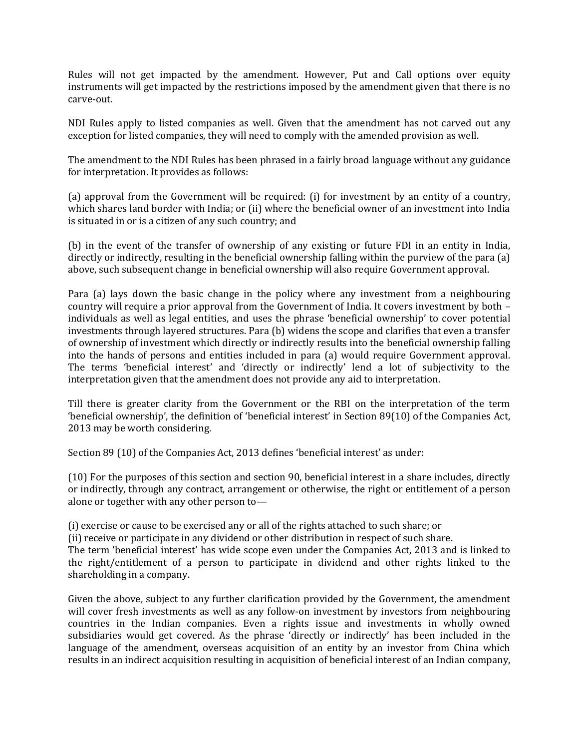Rules will not get impacted by the amendment. However, Put and Call options over equity instruments will get impacted by the restrictions imposed by the amendment given that there is no carve-out.

NDI Rules apply to listed companies as well. Given that the amendment has not carved out any exception for listed companies, they will need to comply with the amended provision as well.

The amendment to the NDI Rules has been phrased in a fairly broad language without any guidance for interpretation. It provides as follows:

(a) approval from the Government will be required: (i) for investment by an entity of a country, which shares land border with India; or (ii) where the beneficial owner of an investment into India is situated in or is a citizen of any such country; and

(b) in the event of the transfer of ownership of any existing or future FDI in an entity in India, directly or indirectly, resulting in the beneficial ownership falling within the purview of the para (a) above, such subsequent change in beneficial ownership will also require Government approval.

Para (a) lays down the basic change in the policy where any investment from a neighbouring country will require a prior approval from the Government of India. It covers investment by both – individuals as well as legal entities, and uses the phrase 'beneficial ownership' to cover potential investments through layered structures. Para (b) widens the scope and clarifies that even a transfer of ownership of investment which directly or indirectly results into the beneficial ownership falling into the hands of persons and entities included in para (a) would require Government approval. The terms 'beneficial interest' and 'directly or indirectly' lend a lot of subjectivity to the interpretation given that the amendment does not provide any aid to interpretation.

Till there is greater clarity from the Government or the RBI on the interpretation of the term 'beneficial ownership', the definition of 'beneficial interest' in Section 89(10) of the Companies Act, 2013 may be worth considering.

Section 89 (10) of the Companies Act, 2013 defines 'beneficial interest' as under:

(10) For the purposes of this section and section 90, beneficial interest in a share includes, directly or indirectly, through any contract, arrangement or otherwise, the right or entitlement of a person alone or together with any other person to—

(i) exercise or cause to be exercised any or all of the rights attached to such share; or
(ii) receive or participate in any dividend or other distribution in respect of such share.
The term 'beneficial interest' has wide scope even under the Companies Act, 2013 and is linked to the right/entitlement of a person to participate in dividend and other rights linked to the shareholding in a company.

Given the above, subject to any further clarification provided by the Government, the amendment will cover fresh investments as well as any follow-on investment by investors from neighbouring countries in the Indian companies. Even a rights issue and investments in wholly owned subsidiaries would get covered. As the phrase 'directly or indirectly' has been included in the language of the amendment, overseas acquisition of an entity by an investor from China which results in an indirect acquisition resulting in acquisition of beneficial interest of an Indian company,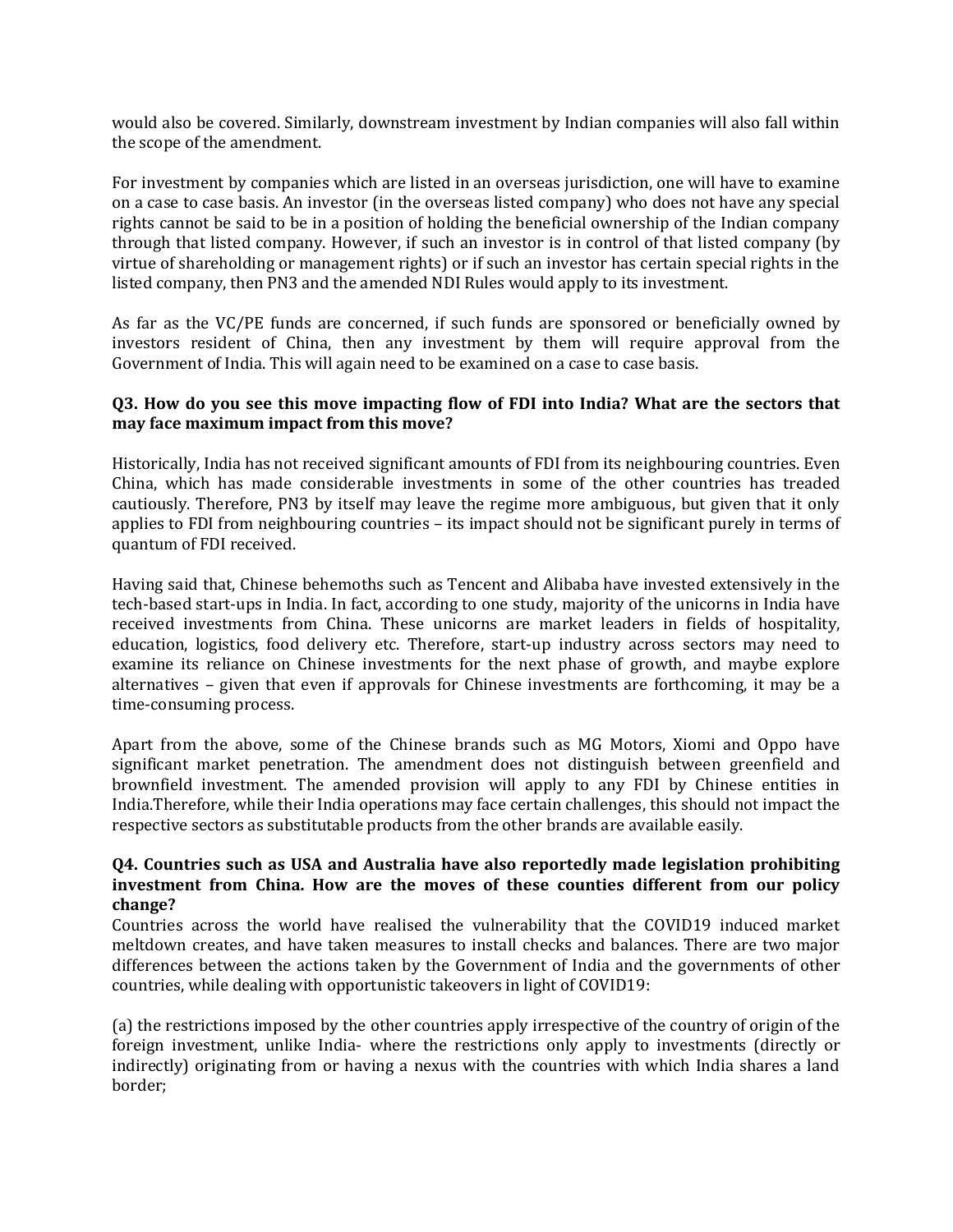would also be covered. Similarly, downstream investment by Indian companies will also fall within the scope of the amendment.

For investment by companies which are listed in an overseas jurisdiction, one will have to examine on a case to case basis. An investor (in the overseas listed company) who does not have any special rights cannot be said to be in a position of holding the beneficial ownership of the Indian company through that listed company. However, if such an investor is in control of that listed company (by virtue of shareholding or management rights) or if such an investor has certain special rights in the listed company, then PN3 and the amended NDI Rules would apply to its investment.

As far as the VC/PE funds are concerned, if such funds are sponsored or beneficially owned by investors resident of China, then any investment by them will require approval from the Government of India. This will again need to be examined on a case to case basis.

**Q3. How do you see this move impacting flow of FDI into India? What are the sectors that may face maximum impact from this move?**

Historically, India has not received significant amounts of FDI from its neighbouring countries. Even China, which has made considerable investments in some of the other countries has treaded cautiously. Therefore, PN3 by itself may leave the regime more ambiguous, but given that it only applies to FDI from neighbouring countries – its impact should not be significant purely in terms of quantum of FDI received.

Having said that, Chinese behemoths such as Tencent and Alibaba have invested extensively in the tech-based start-ups in India. In fact, according to one study, majority of the unicorns in India have received investments from China. These unicorns are market leaders in fields of hospitality, education, logistics, food delivery etc. Therefore, start-up industry across sectors may need to examine its reliance on Chinese investments for the next phase of growth, and maybe explore alternatives – given that even if approvals for Chinese investments are forthcoming, it may be a time-consuming process.

Apart from the above, some of the Chinese brands such as MG Motors, Xiomi and Oppo have significant market penetration. The amendment does not distinguish between greenfield and brownfield investment. The amended provision will apply to any FDI by Chinese entities in India.Therefore, while their India operations may face certain challenges, this should not impact the respective sectors as substitutable products from the other brands are available easily.

**Q4. Countries such as USA and Australia have also reportedly made legislation prohibiting investment from China. How are the moves of these counties different from our policy change?**

Countries across the world have realised the vulnerability that the COVID19 induced market meltdown creates, and have taken measures to install checks and balances. There are two major differences between the actions taken by the Government of India and the governments of other countries, while dealing with opportunistic takeovers in light of COVID19:

(a) the restrictions imposed by the other countries apply irrespective of the country of origin of the foreign investment, unlike India- where the restrictions only apply to investments (directly or indirectly) originating from or having a nexus with the countries with which India shares a land border;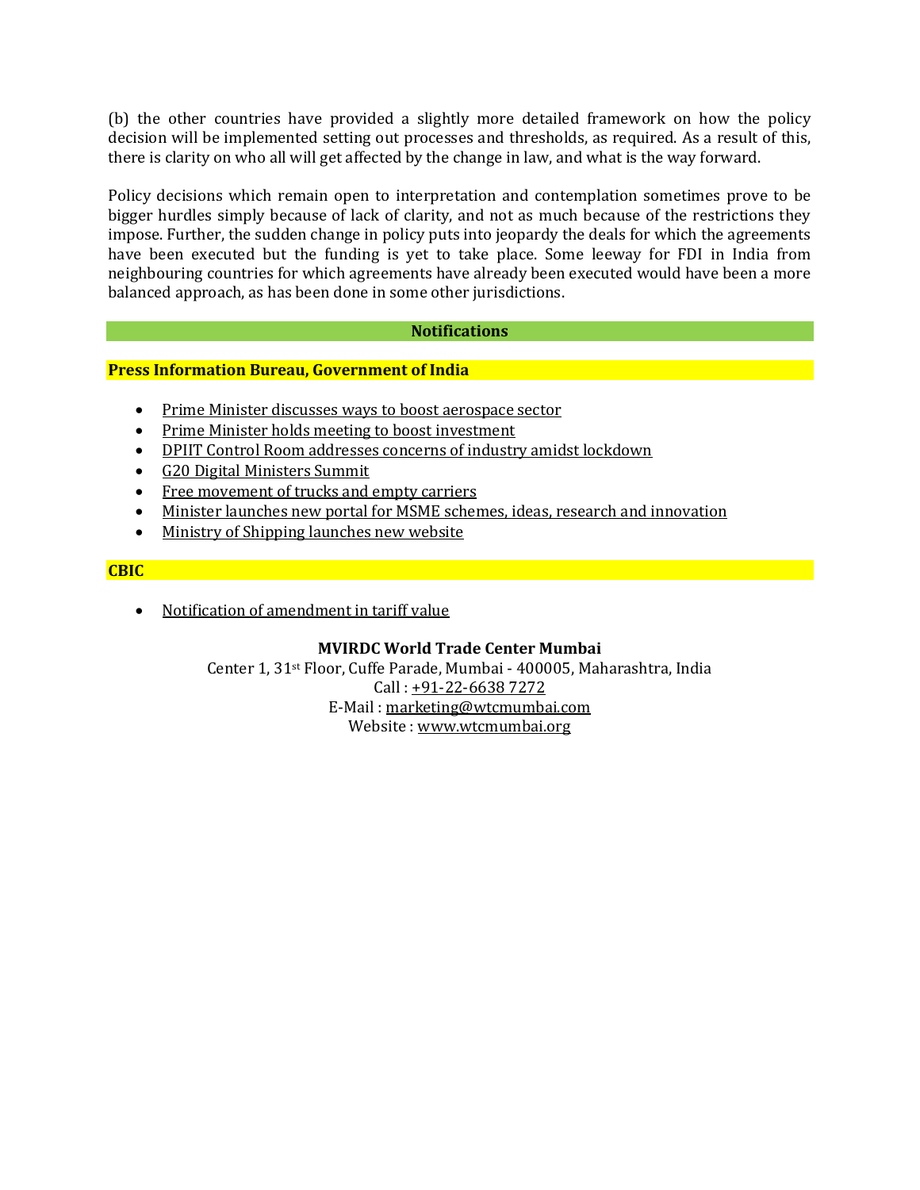(b) the other countries have provided a slightly more detailed framework on how the policy decision will be implemented setting out processes and thresholds, as required. As a result of this, there is clarity on who all will get affected by the change in law, and what is the way forward.

Policy decisions which remain open to interpretation and contemplation sometimes prove to be bigger hurdles simply because of lack of clarity, and not as much because of the restrictions they impose. Further, the sudden change in policy puts into jeopardy the deals for which the agreements have been executed but the funding is yet to take place. Some leeway for FDI in India from neighbouring countries for which agreements have already been executed would have been a more balanced approach, as has been done in some other jurisdictions.

## Notifications

### Press Information Bureau, Government of India

- Prime Minister discusses ways to boost aerospace sector
- Prime Minister holds meeting to boost investment
- DPIIT Control Room addresses concerns of industry amidst lockdown
- G20 Digital Ministers Summit
- Free movement of trucks and empty carriers
- Minister launches new portal for MSME schemes, ideas, research and innovation
- Ministry of Shipping launches new website

### CBIC

- Notification of amendment in tariff value

**MVIRDC World Trade Center Mumbai**
Center 1, 31st Floor, Cuffe Parade, Mumbai - 400005, Maharashtra, India
Call : +91-22-6638 7272
E-Mail : marketing@wtcmumbai.com
Website : www.wtcmumbai.org